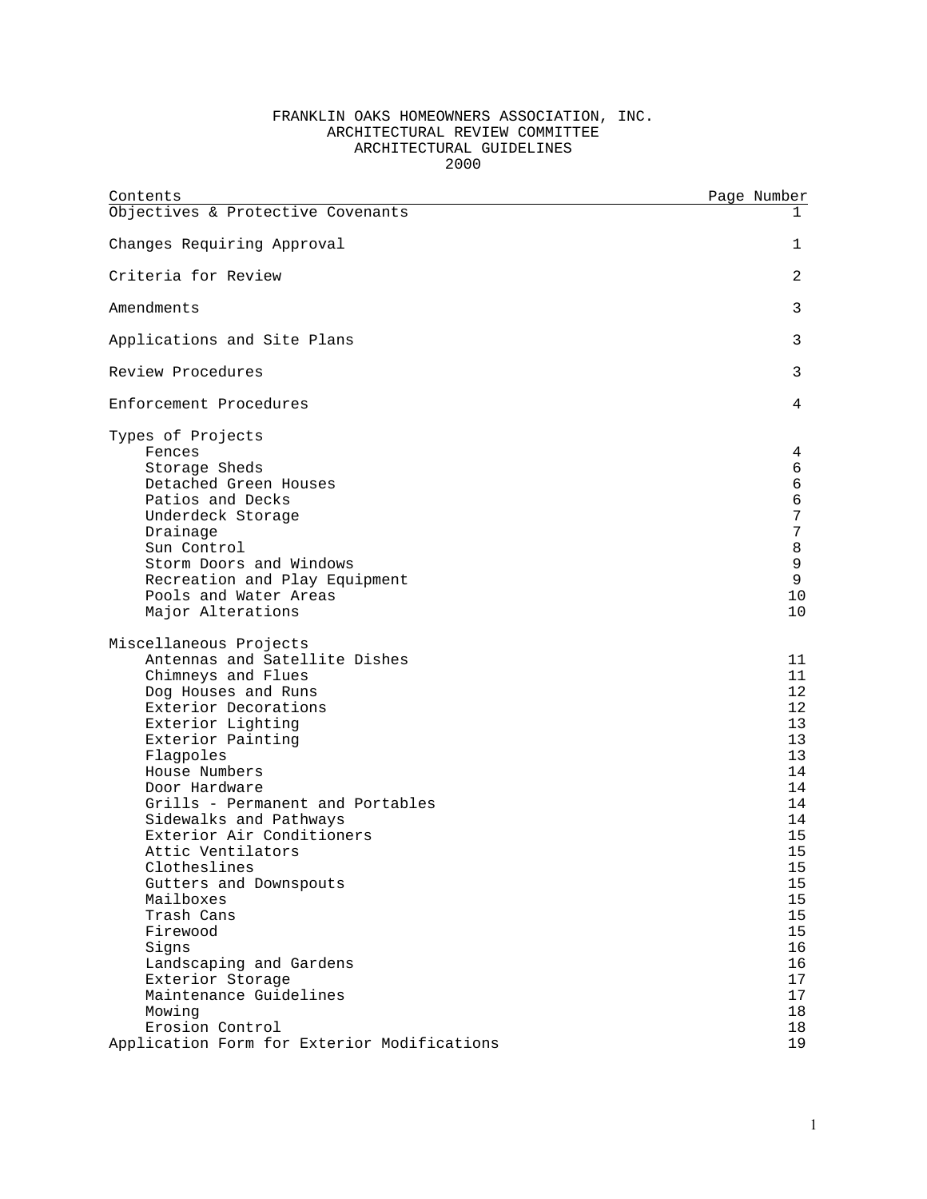# FRANKLIN OAKS HOMEOWNERS ASSOCIATION, INC.
## ARCHITECTURAL REVIEW COMMITTEE
## ARCHITECTURAL GUIDELINES
## 2000

| Contents | Page Number |
|---|---|
| Objectives & Protective Covenants | 1 |
| Changes Requiring Approval | 1 |
| Criteria for Review | 2 |
| Amendments | 3 |
| Applications and Site Plans | 3 |
| Review Procedures | 3 |
| Enforcement Procedures | 4 |
| Types of Projects | |
| Fences | 4 |
| Storage Sheds | 6 |
| Detached Green Houses | 6 |
| Patios and Decks | 6 |
| Underdeck Storage | 7 |
| Drainage | 7 |
| Sun Control | 8 |
| Storm Doors and Windows | 9 |
| Recreation and Play Equipment | 9 |
| Pools and Water Areas | 10 |
| Major Alterations | 10 |
| Miscellaneous Projects | |
| Antennas and Satellite Dishes | 11 |
| Chimneys and Flues | 11 |
| Dog Houses and Runs | 12 |
| Exterior Decorations | 12 |
| Exterior Lighting | 13 |
| Exterior Painting | 13 |
| Flagpoles | 13 |
| House Numbers | 14 |
| Door Hardware | 14 |
| Grills - Permanent and Portables | 14 |
| Sidewalks and Pathways | 14 |
| Exterior Air Conditioners | 15 |
| Attic Ventilators | 15 |
| Clotheslines | 15 |
| Gutters and Downspouts | 15 |
| Mailboxes | 15 |
| Trash Cans | 15 |
| Firewood | 15 |
| Signs | 16 |
| Landscaping and Gardens | 16 |
| Exterior Storage | 17 |
| Maintenance Guidelines | 17 |
| Mowing | 18 |
| Erosion Control | 18 |
| Application Form for Exterior Modifications | 19 |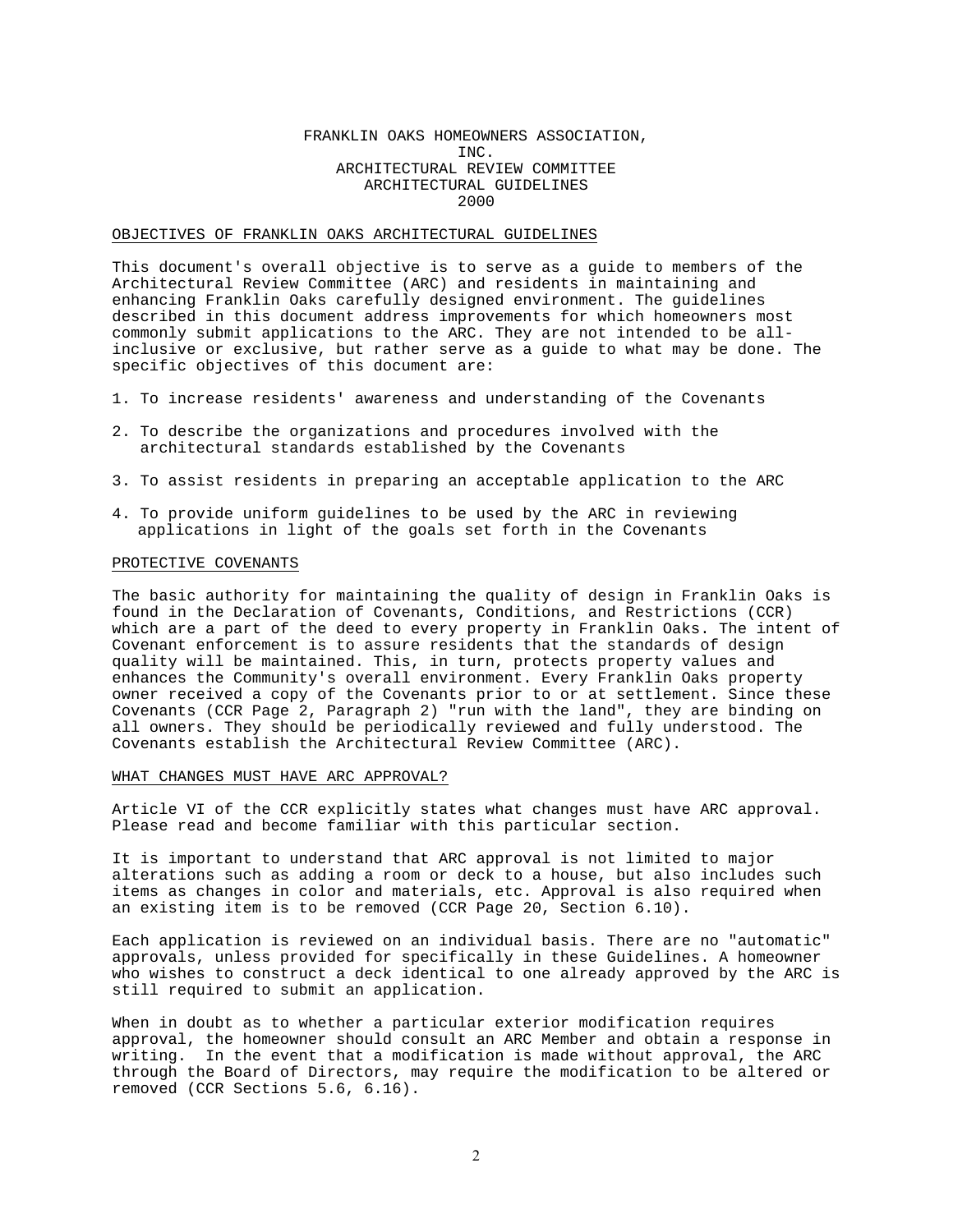# FRANKLIN OAKS HOMEOWNERS ASSOCIATION, INC.
## ARCHITECTURAL REVIEW COMMITTEE
## ARCHITECTURAL GUIDELINES
## 2000

### OBJECTIVES OF FRANKLIN OAKS ARCHITECTURAL GUIDELINES

This document's overall objective is to serve as a guide to members of the Architectural Review Committee (ARC) and residents in maintaining and enhancing Franklin Oaks carefully designed environment. The guidelines described in this document address improvements for which homeowners most commonly submit applications to the ARC. They are not intended to be all-inclusive or exclusive, but rather serve as a guide to what may be done. The specific objectives of this document are:

1. To increase residents' awareness and understanding of the Covenants
2. To describe the organizations and procedures involved with the architectural standards established by the Covenants
3. To assist residents in preparing an acceptable application to the ARC
4. To provide uniform guidelines to be used by the ARC in reviewing applications in light of the goals set forth in the Covenants

### PROTECTIVE COVENANTS

The basic authority for maintaining the quality of design in Franklin Oaks is found in the Declaration of Covenants, Conditions, and Restrictions (CCR) which are a part of the deed to every property in Franklin Oaks. The intent of Covenant enforcement is to assure residents that the standards of design quality will be maintained. This, in turn, protects property values and enhances the Community's overall environment. Every Franklin Oaks property owner received a copy of the Covenants prior to or at settlement. Since these Covenants (CCR Page 2, Paragraph 2) "run with the land", they are binding on all owners. They should be periodically reviewed and fully understood. The Covenants establish the Architectural Review Committee (ARC).

### WHAT CHANGES MUST HAVE ARC APPROVAL?

Article VI of the CCR explicitly states what changes must have ARC approval. Please read and become familiar with this particular section.

It is important to understand that ARC approval is not limited to major alterations such as adding a room or deck to a house, but also includes such items as changes in color and materials, etc. Approval is also required when an existing item is to be removed (CCR Page 20, Section 6.10).

Each application is reviewed on an individual basis. There are no "automatic" approvals, unless provided for specifically in these Guidelines. A homeowner who wishes to construct a deck identical to one already approved by the ARC is still required to submit an application.

When in doubt as to whether a particular exterior modification requires approval, the homeowner should consult an ARC Member and obtain a response in writing. In the event that a modification is made without approval, the ARC through the Board of Directors, may require the modification to be altered or removed (CCR Sections 5.6, 6.16).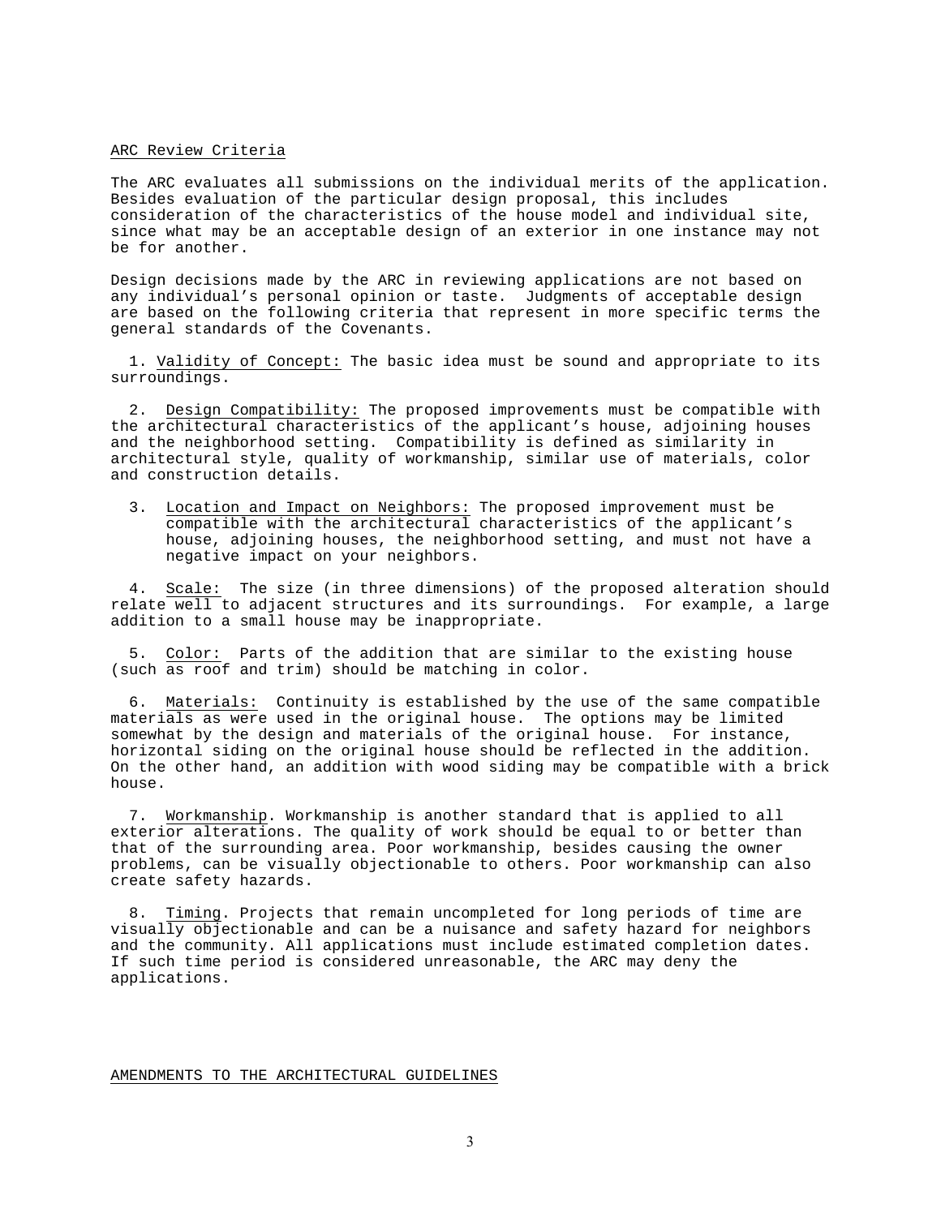## ARC Review Criteria

The ARC evaluates all submissions on the individual merits of the application. Besides evaluation of the particular design proposal, this includes consideration of the characteristics of the house model and individual site, since what may be an acceptable design of an exterior in one instance may not be for another.

Design decisions made by the ARC in reviewing applications are not based on any individual's personal opinion or taste. Judgments of acceptable design are based on the following criteria that represent in more specific terms the general standards of the Covenants.

1. Validity of Concept: The basic idea must be sound and appropriate to its surroundings.

2. Design Compatibility: The proposed improvements must be compatible with the architectural characteristics of the applicant's house, adjoining houses and the neighborhood setting. Compatibility is defined as similarity in architectural style, quality of workmanship, similar use of materials, color and construction details.

3. Location and Impact on Neighbors: The proposed improvement must be compatible with the architectural characteristics of the applicant's house, adjoining houses, the neighborhood setting, and must not have a negative impact on your neighbors.

4. Scale: The size (in three dimensions) of the proposed alteration should relate well to adjacent structures and its surroundings. For example, a large addition to a small house may be inappropriate.

5. Color: Parts of the addition that are similar to the existing house (such as roof and trim) should be matching in color.

6. Materials: Continuity is established by the use of the same compatible materials as were used in the original house. The options may be limited somewhat by the design and materials of the original house. For instance, horizontal siding on the original house should be reflected in the addition. On the other hand, an addition with wood siding may be compatible with a brick house.

7. Workmanship. Workmanship is another standard that is applied to all exterior alterations. The quality of work should be equal to or better than that of the surrounding area. Poor workmanship, besides causing the owner problems, can be visually objectionable to others. Poor workmanship can also create safety hazards.

8. Timing. Projects that remain uncompleted for long periods of time are visually objectionable and can be a nuisance and safety hazard for neighbors and the community. All applications must include estimated completion dates. If such time period is considered unreasonable, the ARC may deny the applications.

## AMENDMENTS TO THE ARCHITECTURAL GUIDELINES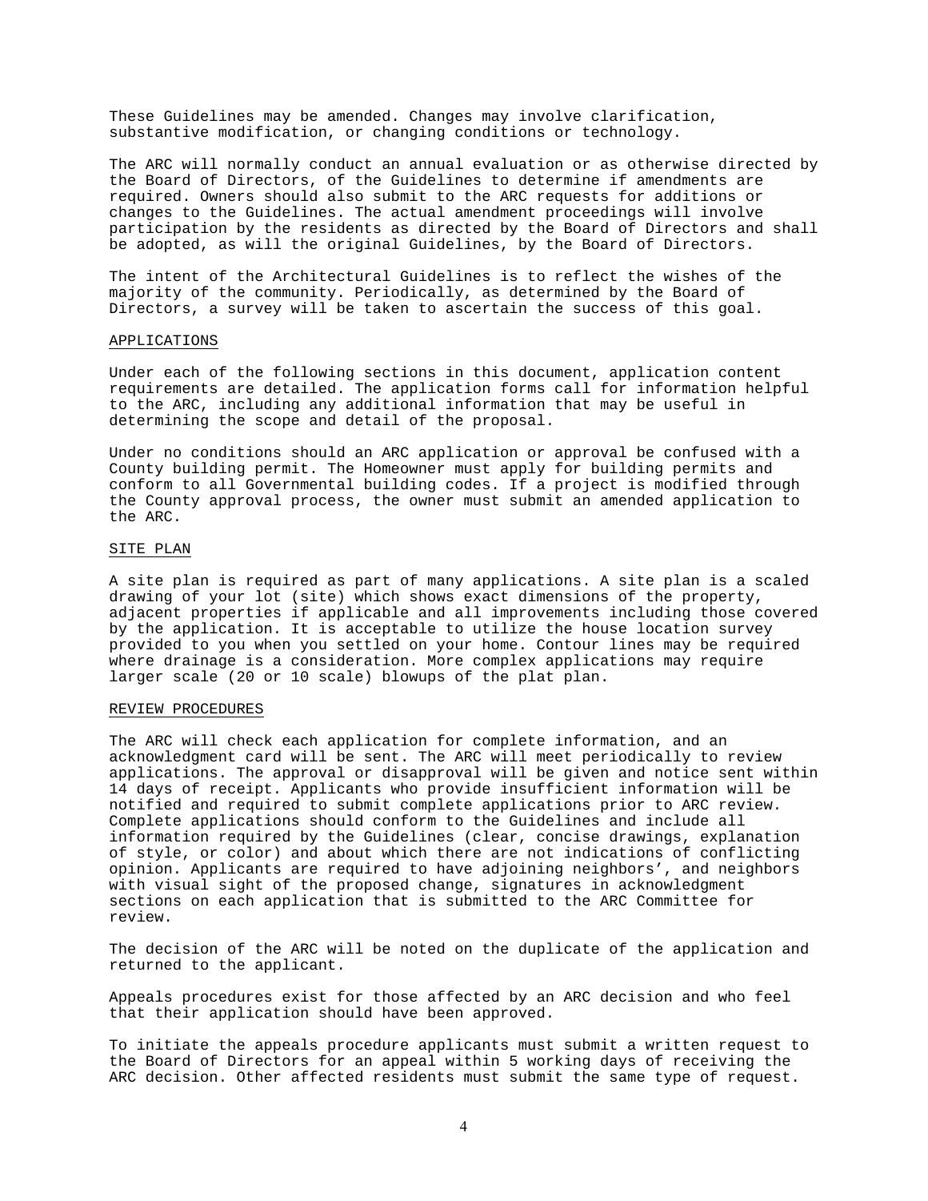These Guidelines may be amended. Changes may involve clarification, substantive modification, or changing conditions or technology.

The ARC will normally conduct an annual evaluation or as otherwise directed by the Board of Directors, of the Guidelines to determine if amendments are required. Owners should also submit to the ARC requests for additions or changes to the Guidelines. The actual amendment proceedings will involve participation by the residents as directed by the Board of Directors and shall be adopted, as will the original Guidelines, by the Board of Directors.

The intent of the Architectural Guidelines is to reflect the wishes of the majority of the community. Periodically, as determined by the Board of Directors, a survey will be taken to ascertain the success of this goal.

## APPLICATIONS

Under each of the following sections in this document, application content requirements are detailed. The application forms call for information helpful to the ARC, including any additional information that may be useful in determining the scope and detail of the proposal.

Under no conditions should an ARC application or approval be confused with a County building permit. The Homeowner must apply for building permits and conform to all Governmental building codes. If a project is modified through the County approval process, the owner must submit an amended application to the ARC.

## SITE PLAN

A site plan is required as part of many applications. A site plan is a scaled drawing of your lot (site) which shows exact dimensions of the property, adjacent properties if applicable and all improvements including those covered by the application. It is acceptable to utilize the house location survey provided to you when you settled on your home. Contour lines may be required where drainage is a consideration. More complex applications may require larger scale (20 or 10 scale) blowups of the plat plan.

## REVIEW PROCEDURES

The ARC will check each application for complete information, and an acknowledgment card will be sent. The ARC will meet periodically to review applications. The approval or disapproval will be given and notice sent within 14 days of receipt. Applicants who provide insufficient information will be notified and required to submit complete applications prior to ARC review. Complete applications should conform to the Guidelines and include all information required by the Guidelines (clear, concise drawings, explanation of style, or color) and about which there are not indications of conflicting opinion. Applicants are required to have adjoining neighbors', and neighbors with visual sight of the proposed change, signatures in acknowledgment sections on each application that is submitted to the ARC Committee for review.

The decision of the ARC will be noted on the duplicate of the application and returned to the applicant.

Appeals procedures exist for those affected by an ARC decision and who feel that their application should have been approved.

To initiate the appeals procedure applicants must submit a written request to the Board of Directors for an appeal within 5 working days of receiving the ARC decision. Other affected residents must submit the same type of request.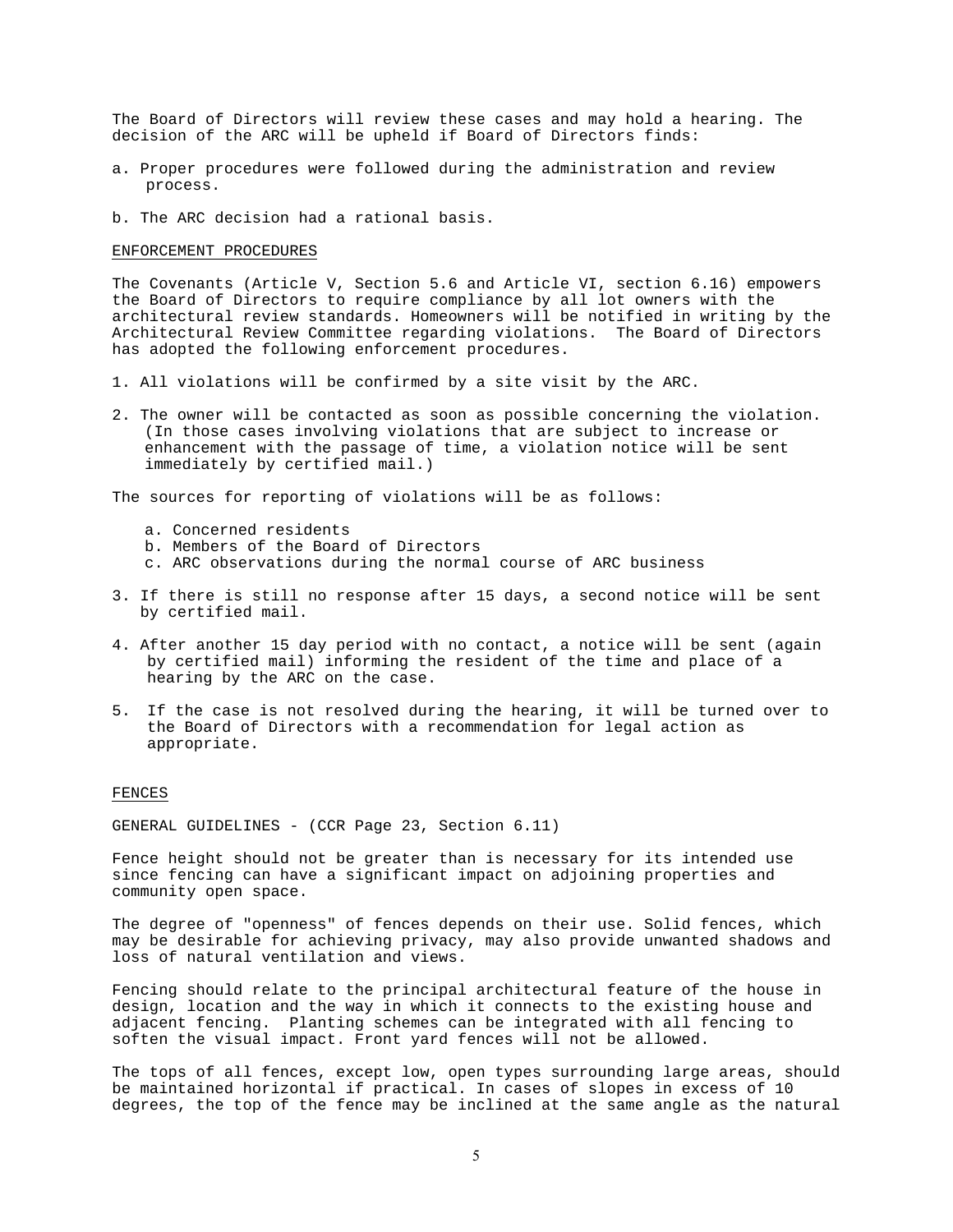The Board of Directors will review these cases and may hold a hearing. The decision of the ARC will be upheld if Board of Directors finds:

a. Proper procedures were followed during the administration and review process.

b. The ARC decision had a rational basis.

<u>ENFORCEMENT PROCEDURES</u>

The Covenants (Article V, Section 5.6 and Article VI, section 6.16) empowers the Board of Directors to require compliance by all lot owners with the architectural review standards. Homeowners will be notified in writing by the Architectural Review Committee regarding violations. The Board of Directors has adopted the following enforcement procedures.

1. All violations will be confirmed by a site visit by the ARC.

2. The owner will be contacted as soon as possible concerning the violation. (In those cases involving violations that are subject to increase or enhancement with the passage of time, a violation notice will be sent immediately by certified mail.)

The sources for reporting of violations will be as follows:

   a. Concerned residents
   b. Members of the Board of Directors
   c. ARC observations during the normal course of ARC business

3. If there is still no response after 15 days, a second notice will be sent by certified mail.

4. After another 15 day period with no contact, a notice will be sent (again by certified mail) informing the resident of the time and place of a hearing by the ARC on the case.

5. If the case is not resolved during the hearing, it will be turned over to the Board of Directors with a recommendation for legal action as appropriate.

<u>FENCES</u>

GENERAL GUIDELINES - (CCR Page 23, Section 6.11)

Fence height should not be greater than is necessary for its intended use since fencing can have a significant impact on adjoining properties and community open space.

The degree of "openness" of fences depends on their use. Solid fences, which may be desirable for achieving privacy, may also provide unwanted shadows and loss of natural ventilation and views.

Fencing should relate to the principal architectural feature of the house in design, location and the way in which it connects to the existing house and adjacent fencing. Planting schemes can be integrated with all fencing to soften the visual impact. Front yard fences will not be allowed.

The tops of all fences, except low, open types surrounding large areas, should be maintained horizontal if practical. In cases of slopes in excess of 10 degrees, the top of the fence may be inclined at the same angle as the natural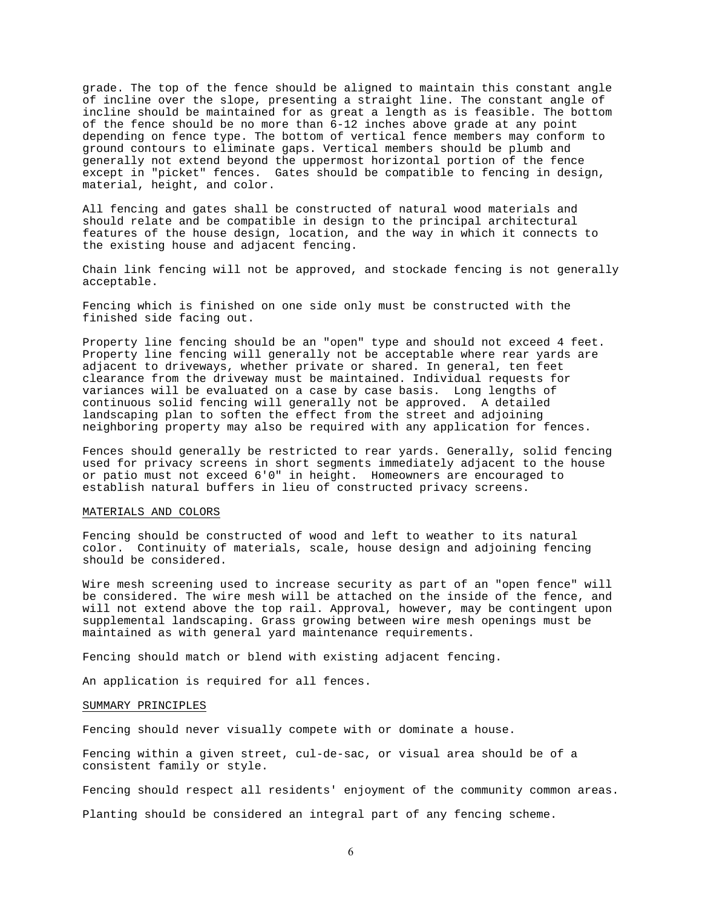grade. The top of the fence should be aligned to maintain this constant angle of incline over the slope, presenting a straight line. The constant angle of incline should be maintained for as great a length as is feasible. The bottom of the fence should be no more than 6-12 inches above grade at any point depending on fence type. The bottom of vertical fence members may conform to ground contours to eliminate gaps. Vertical members should be plumb and generally not extend beyond the uppermost horizontal portion of the fence except in "picket" fences. Gates should be compatible to fencing in design, material, height, and color.

All fencing and gates shall be constructed of natural wood materials and should relate and be compatible in design to the principal architectural features of the house design, location, and the way in which it connects to the existing house and adjacent fencing.

Chain link fencing will not be approved, and stockade fencing is not generally acceptable.

Fencing which is finished on one side only must be constructed with the finished side facing out.

Property line fencing should be an "open" type and should not exceed 4 feet. Property line fencing will generally not be acceptable where rear yards are adjacent to driveways, whether private or shared. In general, ten feet clearance from the driveway must be maintained. Individual requests for variances will be evaluated on a case by case basis. Long lengths of continuous solid fencing will generally not be approved. A detailed landscaping plan to soften the effect from the street and adjoining neighboring property may also be required with any application for fences.

Fences should generally be restricted to rear yards. Generally, solid fencing used for privacy screens in short segments immediately adjacent to the house or patio must not exceed 6'0" in height. Homeowners are encouraged to establish natural buffers in lieu of constructed privacy screens.

## MATERIALS AND COLORS

Fencing should be constructed of wood and left to weather to its natural color. Continuity of materials, scale, house design and adjoining fencing should be considered.

Wire mesh screening used to increase security as part of an "open fence" will be considered. The wire mesh will be attached on the inside of the fence, and will not extend above the top rail. Approval, however, may be contingent upon supplemental landscaping. Grass growing between wire mesh openings must be maintained as with general yard maintenance requirements.

Fencing should match or blend with existing adjacent fencing.

An application is required for all fences.

## SUMMARY PRINCIPLES

Fencing should never visually compete with or dominate a house.

Fencing within a given street, cul-de-sac, or visual area should be of a consistent family or style.

Fencing should respect all residents' enjoyment of the community common areas.

Planting should be considered an integral part of any fencing scheme.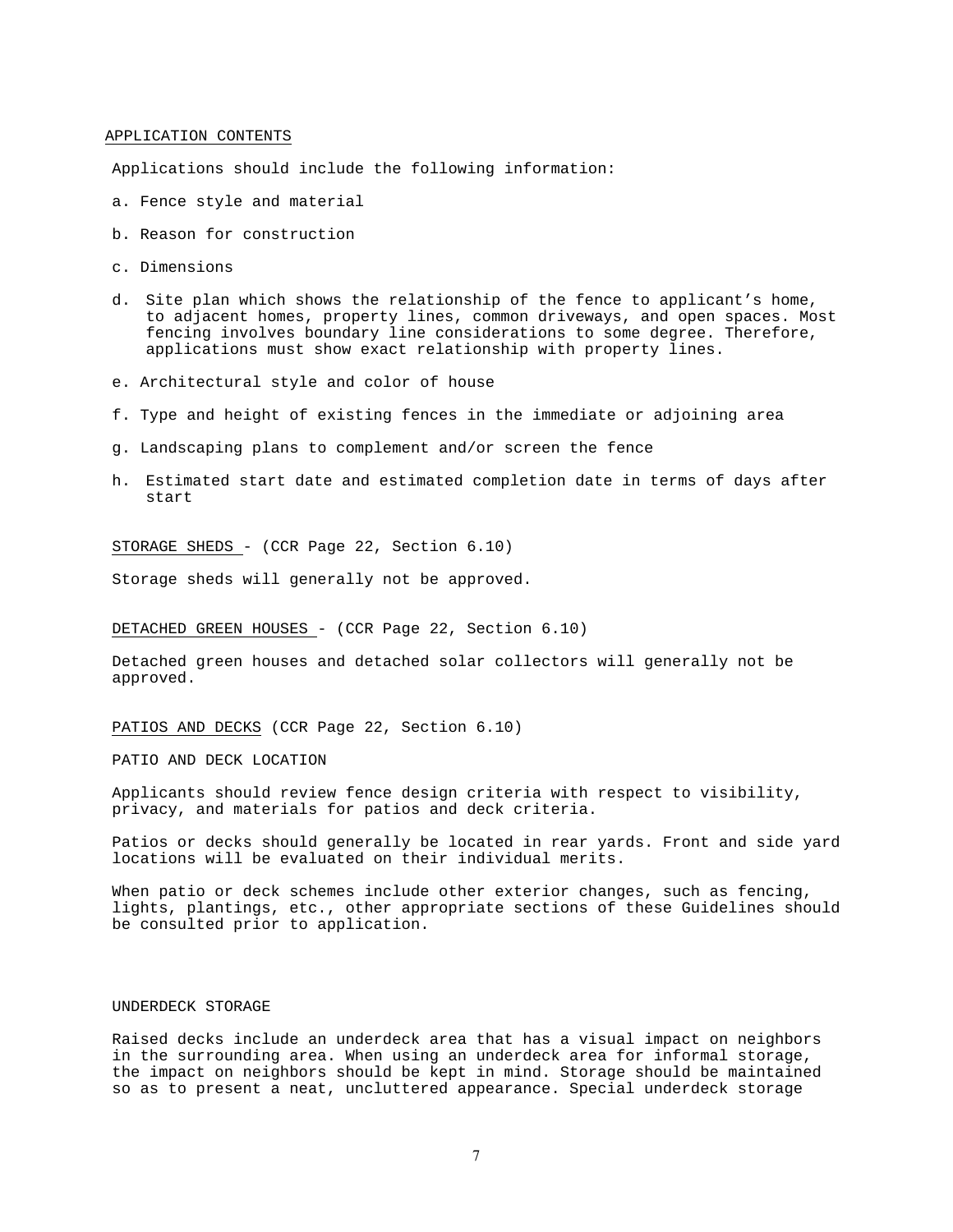APPLICATION CONTENTS

Applications should include the following information:

a. Fence style and material

b. Reason for construction

c. Dimensions

d. Site plan which shows the relationship of the fence to applicant's home, to adjacent homes, property lines, common driveways, and open spaces. Most fencing involves boundary line considerations to some degree. Therefore, applications must show exact relationship with property lines.

e. Architectural style and color of house

f. Type and height of existing fences in the immediate or adjoining area

g. Landscaping plans to complement and/or screen the fence

h. Estimated start date and estimated completion date in terms of days after start

STORAGE SHEDS - (CCR Page 22, Section 6.10)

Storage sheds will generally not be approved.

DETACHED GREEN HOUSES - (CCR Page 22, Section 6.10)

Detached green houses and detached solar collectors will generally not be approved.

PATIOS AND DECKS (CCR Page 22, Section 6.10)

PATIO AND DECK LOCATION

Applicants should review fence design criteria with respect to visibility, privacy, and materials for patios and deck criteria.

Patios or decks should generally be located in rear yards. Front and side yard locations will be evaluated on their individual merits.

When patio or deck schemes include other exterior changes, such as fencing, lights, plantings, etc., other appropriate sections of these Guidelines should be consulted prior to application.

UNDERDECK STORAGE

Raised decks include an underdeck area that has a visual impact on neighbors in the surrounding area. When using an underdeck area for informal storage, the impact on neighbors should be kept in mind. Storage should be maintained so as to present a neat, uncluttered appearance. Special underdeck storage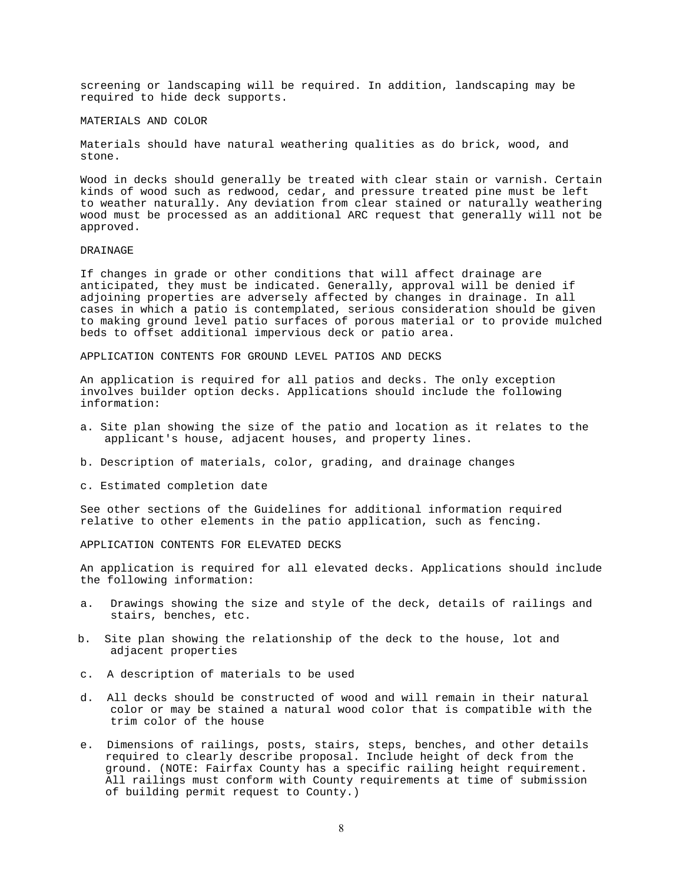screening or landscaping will be required. In addition, landscaping may be required to hide deck supports.

## MATERIALS AND COLOR

Materials should have natural weathering qualities as do brick, wood, and stone.

Wood in decks should generally be treated with clear stain or varnish. Certain kinds of wood such as redwood, cedar, and pressure treated pine must be left to weather naturally. Any deviation from clear stained or naturally weathering wood must be processed as an additional ARC request that generally will not be approved.

## DRAINAGE

If changes in grade or other conditions that will affect drainage are anticipated, they must be indicated. Generally, approval will be denied if adjoining properties are adversely affected by changes in drainage. In all cases in which a patio is contemplated, serious consideration should be given to making ground level patio surfaces of porous material or to provide mulched beds to offset additional impervious deck or patio area.

## APPLICATION CONTENTS FOR GROUND LEVEL PATIOS AND DECKS

An application is required for all patios and decks. The only exception involves builder option decks. Applications should include the following information:

a. Site plan showing the size of the patio and location as it relates to the applicant's house, adjacent houses, and property lines.

b. Description of materials, color, grading, and drainage changes

c. Estimated completion date

See other sections of the Guidelines for additional information required relative to other elements in the patio application, such as fencing.

## APPLICATION CONTENTS FOR ELEVATED DECKS

An application is required for all elevated decks. Applications should include the following information:

a. Drawings showing the size and style of the deck, details of railings and stairs, benches, etc.

b. Site plan showing the relationship of the deck to the house, lot and adjacent properties

c. A description of materials to be used

d. All decks should be constructed of wood and will remain in their natural color or may be stained a natural wood color that is compatible with the trim color of the house

e. Dimensions of railings, posts, stairs, steps, benches, and other details required to clearly describe proposal. Include height of deck from the ground. (NOTE: Fairfax County has a specific railing height requirement. All railings must conform with County requirements at time of submission of building permit request to County.)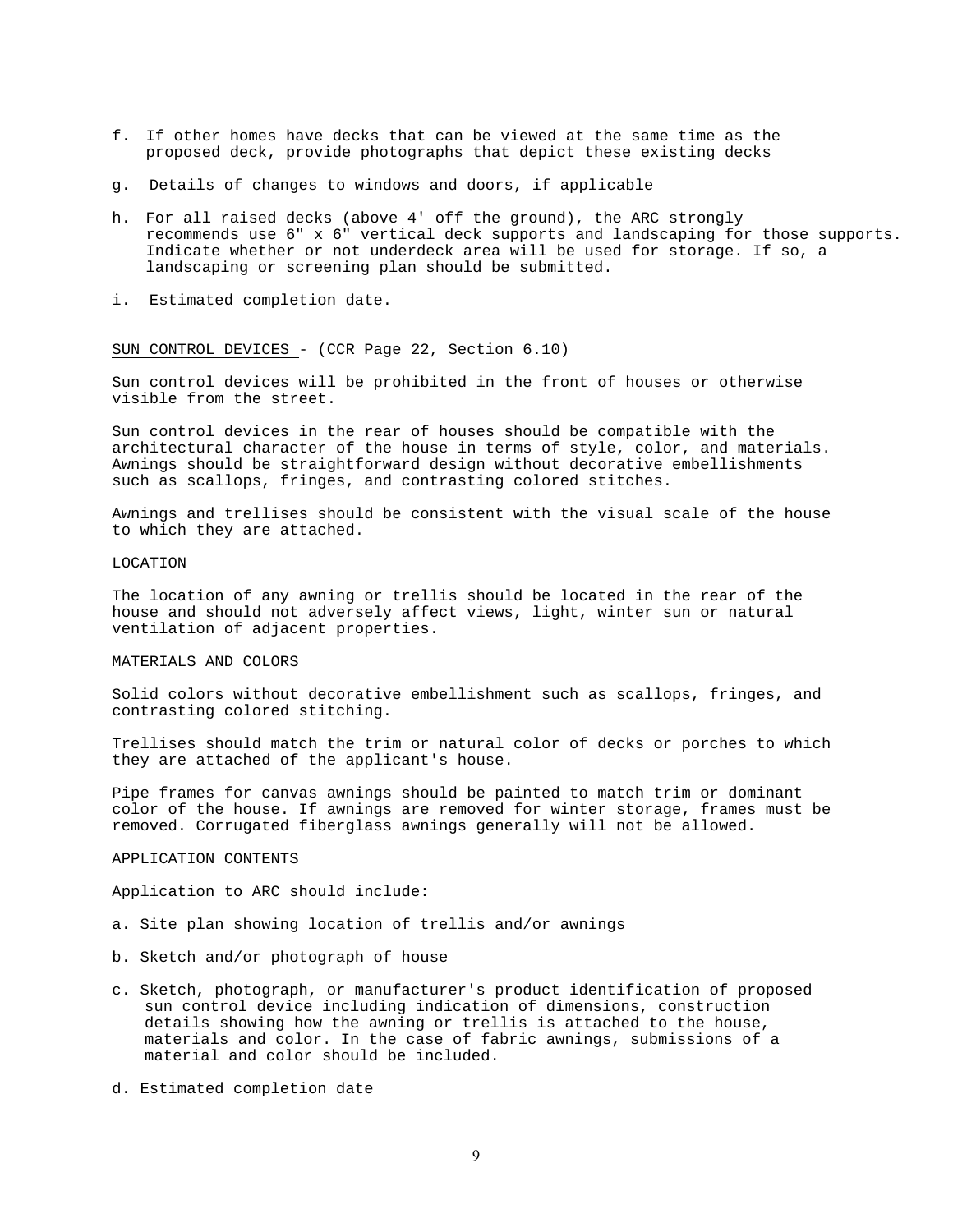f. If other homes have decks that can be viewed at the same time as the proposed deck, provide photographs that depict these existing decks

g. Details of changes to windows and doors, if applicable

h. For all raised decks (above 4' off the ground), the ARC strongly recommends use 6" x 6" vertical deck supports and landscaping for those supports. Indicate whether or not underdeck area will be used for storage. If so, a landscaping or screening plan should be submitted.

i. Estimated completion date.

<u>SUN CONTROL DEVICES</u> - (CCR Page 22, Section 6.10)

Sun control devices will be prohibited in the front of houses or otherwise visible from the street.

Sun control devices in the rear of houses should be compatible with the architectural character of the house in terms of style, color, and materials. Awnings should be straightforward design without decorative embellishments such as scallops, fringes, and contrasting colored stitches.

Awnings and trellises should be consistent with the visual scale of the house to which they are attached.

LOCATION

The location of any awning or trellis should be located in the rear of the house and should not adversely affect views, light, winter sun or natural ventilation of adjacent properties.

MATERIALS AND COLORS

Solid colors without decorative embellishment such as scallops, fringes, and contrasting colored stitching.

Trellises should match the trim or natural color of decks or porches to which they are attached of the applicant's house.

Pipe frames for canvas awnings should be painted to match trim or dominant color of the house. If awnings are removed for winter storage, frames must be removed. Corrugated fiberglass awnings generally will not be allowed.

APPLICATION CONTENTS

Application to ARC should include:

a. Site plan showing location of trellis and/or awnings

b. Sketch and/or photograph of house

c. Sketch, photograph, or manufacturer's product identification of proposed sun control device including indication of dimensions, construction details showing how the awning or trellis is attached to the house, materials and color. In the case of fabric awnings, submissions of a material and color should be included.

d. Estimated completion date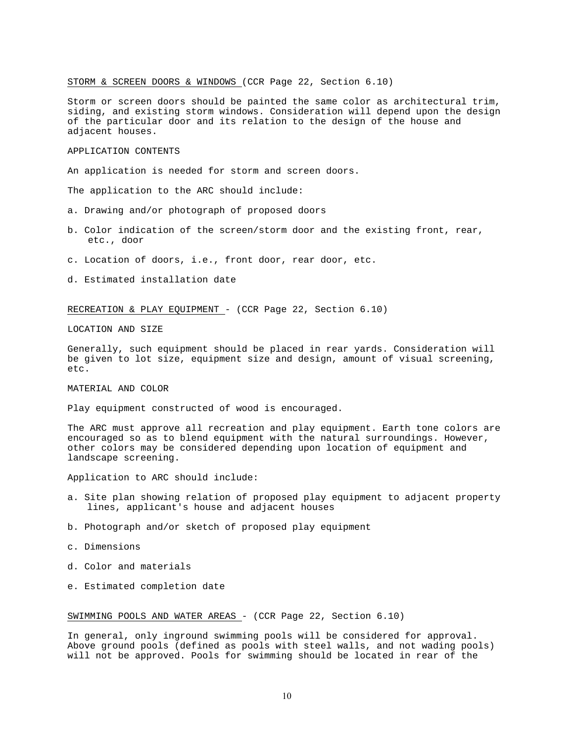STORM & SCREEN DOORS & WINDOWS (CCR Page 22, Section 6.10)

Storm or screen doors should be painted the same color as architectural trim, siding, and existing storm windows. Consideration will depend upon the design of the particular door and its relation to the design of the house and adjacent houses.

APPLICATION CONTENTS

An application is needed for storm and screen doors.

The application to the ARC should include:

a. Drawing and/or photograph of proposed doors

b. Color indication of the screen/storm door and the existing front, rear, etc., door

c. Location of doors, i.e., front door, rear door, etc.

d. Estimated installation date

RECREATION & PLAY EQUIPMENT - (CCR Page 22, Section 6.10)

LOCATION AND SIZE

Generally, such equipment should be placed in rear yards. Consideration will be given to lot size, equipment size and design, amount of visual screening, etc.

MATERIAL AND COLOR

Play equipment constructed of wood is encouraged.

The ARC must approve all recreation and play equipment. Earth tone colors are encouraged so as to blend equipment with the natural surroundings. However, other colors may be considered depending upon location of equipment and landscape screening.

Application to ARC should include:

a. Site plan showing relation of proposed play equipment to adjacent property lines, applicant's house and adjacent houses

b. Photograph and/or sketch of proposed play equipment

c. Dimensions

d. Color and materials

e. Estimated completion date

SWIMMING POOLS AND WATER AREAS - (CCR Page 22, Section 6.10)

In general, only inground swimming pools will be considered for approval. Above ground pools (defined as pools with steel walls, and not wading pools) will not be approved. Pools for swimming should be located in rear of the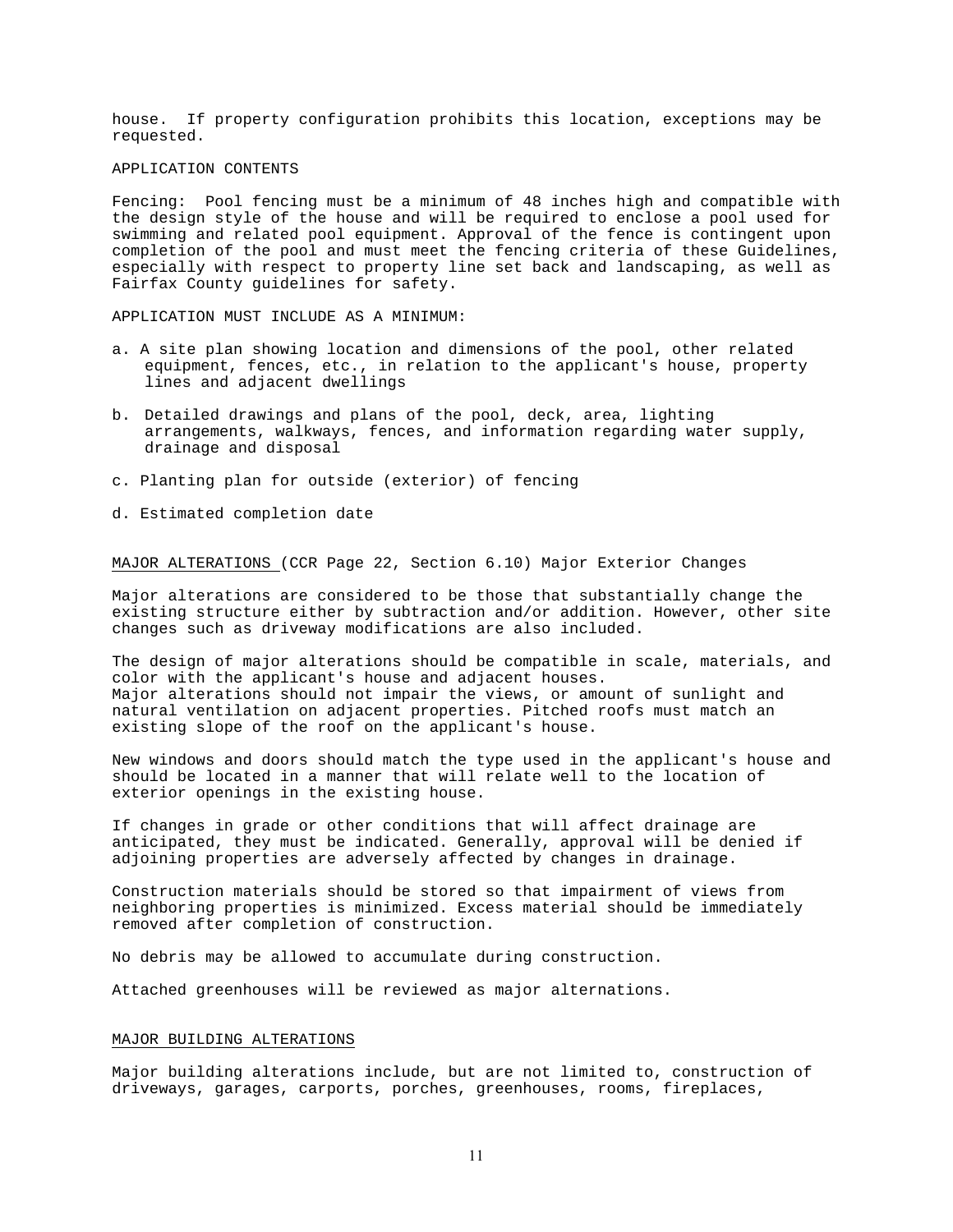house. If property configuration prohibits this location, exceptions may be requested.

APPLICATION CONTENTS

Fencing: Pool fencing must be a minimum of 48 inches high and compatible with the design style of the house and will be required to enclose a pool used for swimming and related pool equipment. Approval of the fence is contingent upon completion of the pool and must meet the fencing criteria of these Guidelines, especially with respect to property line set back and landscaping, as well as Fairfax County guidelines for safety.

APPLICATION MUST INCLUDE AS A MINIMUM:

a. A site plan showing location and dimensions of the pool, other related equipment, fences, etc., in relation to the applicant's house, property lines and adjacent dwellings

b. Detailed drawings and plans of the pool, deck, area, lighting arrangements, walkways, fences, and information regarding water supply, drainage and disposal

c. Planting plan for outside (exterior) of fencing

d. Estimated completion date

<u>MAJOR ALTERATIONS</u> (CCR Page 22, Section 6.10) Major Exterior Changes

Major alterations are considered to be those that substantially change the existing structure either by subtraction and/or addition. However, other site changes such as driveway modifications are also included.

The design of major alterations should be compatible in scale, materials, and color with the applicant's house and adjacent houses.
Major alterations should not impair the views, or amount of sunlight and natural ventilation on adjacent properties. Pitched roofs must match an existing slope of the roof on the applicant's house.

New windows and doors should match the type used in the applicant's house and should be located in a manner that will relate well to the location of exterior openings in the existing house.

If changes in grade or other conditions that will affect drainage are anticipated, they must be indicated. Generally, approval will be denied if adjoining properties are adversely affected by changes in drainage.

Construction materials should be stored so that impairment of views from neighboring properties is minimized. Excess material should be immediately removed after completion of construction.

No debris may be allowed to accumulate during construction.

Attached greenhouses will be reviewed as major alternations.

<u>MAJOR BUILDING ALTERATIONS</u>

Major building alterations include, but are not limited to, construction of driveways, garages, carports, porches, greenhouses, rooms, fireplaces,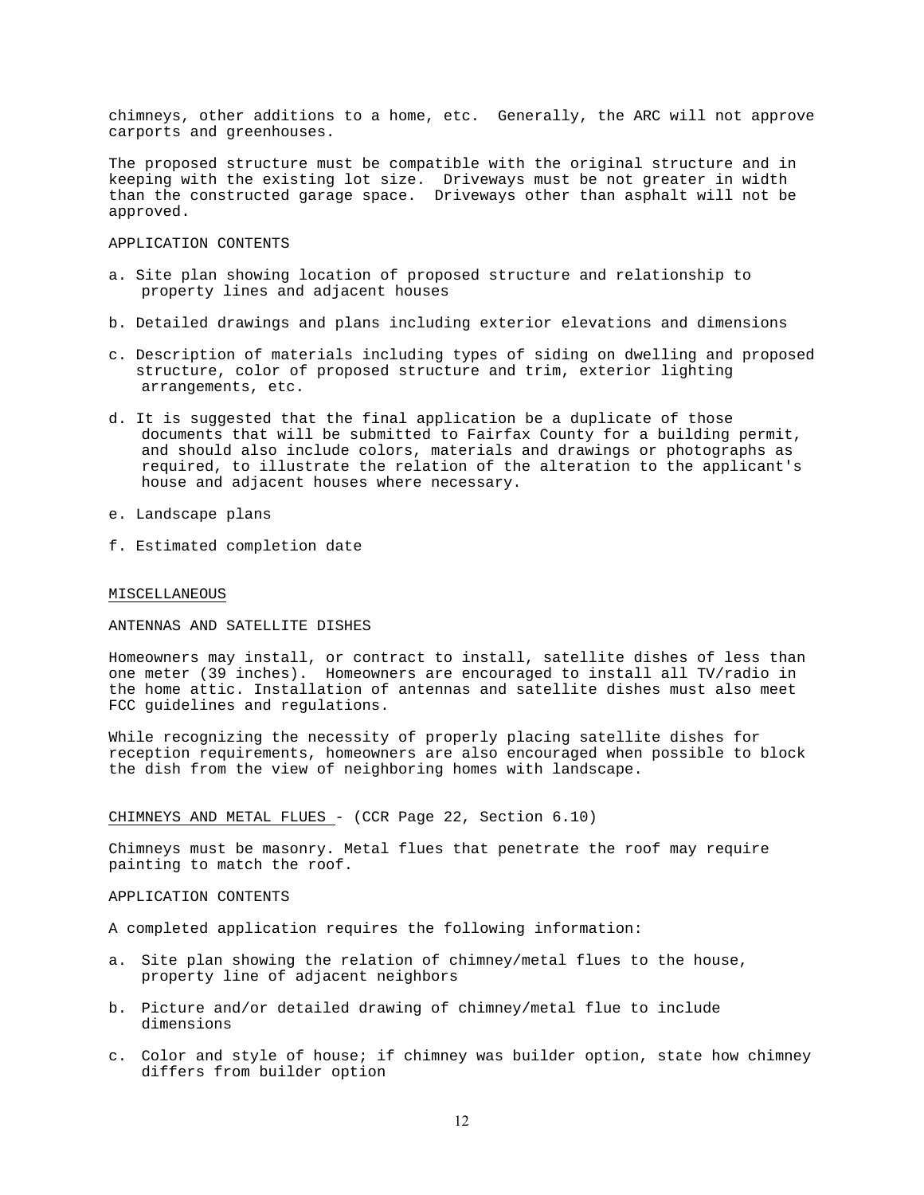chimneys, other additions to a home, etc. Generally, the ARC will not approve carports and greenhouses.

The proposed structure must be compatible with the original structure and in keeping with the existing lot size. Driveways must be not greater in width than the constructed garage space. Driveways other than asphalt will not be approved.

APPLICATION CONTENTS

a. Site plan showing location of proposed structure and relationship to property lines and adjacent houses

b. Detailed drawings and plans including exterior elevations and dimensions

c. Description of materials including types of siding on dwelling and proposed structure, color of proposed structure and trim, exterior lighting arrangements, etc.

d. It is suggested that the final application be a duplicate of those documents that will be submitted to Fairfax County for a building permit, and should also include colors, materials and drawings or photographs as required, to illustrate the relation of the alteration to the applicant's house and adjacent houses where necessary.

e. Landscape plans

f. Estimated completion date

## MISCELLANEOUS

### ANTENNAS AND SATELLITE DISHES

Homeowners may install, or contract to install, satellite dishes of less than one meter (39 inches). Homeowners are encouraged to install all TV/radio in the home attic. Installation of antennas and satellite dishes must also meet FCC guidelines and regulations.

While recognizing the necessity of properly placing satellite dishes for reception requirements, homeowners are also encouraged when possible to block the dish from the view of neighboring homes with landscape.

### CHIMNEYS AND METAL FLUES - (CCR Page 22, Section 6.10)

Chimneys must be masonry. Metal flues that penetrate the roof may require painting to match the roof.

APPLICATION CONTENTS

A completed application requires the following information:

a. Site plan showing the relation of chimney/metal flues to the house, property line of adjacent neighbors

b. Picture and/or detailed drawing of chimney/metal flue to include dimensions

c. Color and style of house; if chimney was builder option, state how chimney differs from builder option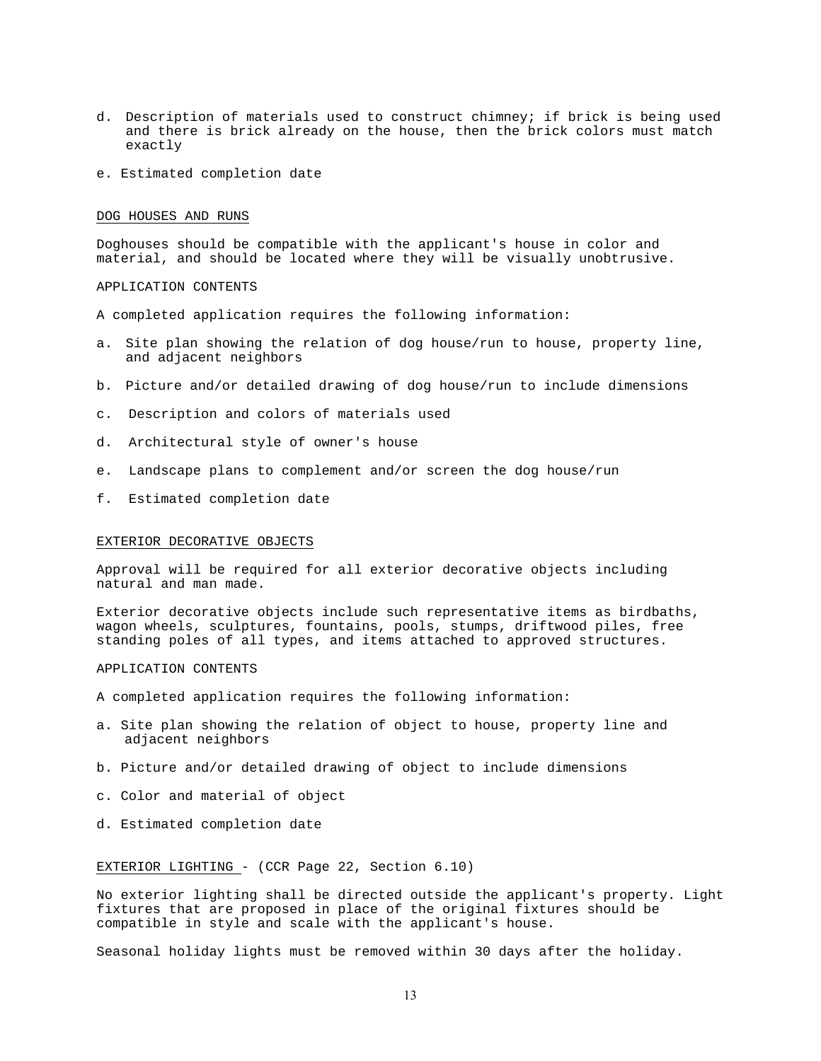d. Description of materials used to construct chimney; if brick is being used and there is brick already on the house, then the brick colors must match exactly

e. Estimated completion date

## DOG HOUSES AND RUNS

Doghouses should be compatible with the applicant's house in color and material, and should be located where they will be visually unobtrusive.

APPLICATION CONTENTS

A completed application requires the following information:

a. Site plan showing the relation of dog house/run to house, property line, and adjacent neighbors

b. Picture and/or detailed drawing of dog house/run to include dimensions

c. Description and colors of materials used

d. Architectural style of owner's house

e. Landscape plans to complement and/or screen the dog house/run

f. Estimated completion date

## EXTERIOR DECORATIVE OBJECTS

Approval will be required for all exterior decorative objects including natural and man made.

Exterior decorative objects include such representative items as birdbaths, wagon wheels, sculptures, fountains, pools, stumps, driftwood piles, free standing poles of all types, and items attached to approved structures.

APPLICATION CONTENTS

A completed application requires the following information:

a. Site plan showing the relation of object to house, property line and adjacent neighbors

b. Picture and/or detailed drawing of object to include dimensions

c. Color and material of object

d. Estimated completion date

## EXTERIOR LIGHTING - (CCR Page 22, Section 6.10)

No exterior lighting shall be directed outside the applicant's property. Light fixtures that are proposed in place of the original fixtures should be compatible in style and scale with the applicant's house.

Seasonal holiday lights must be removed within 30 days after the holiday.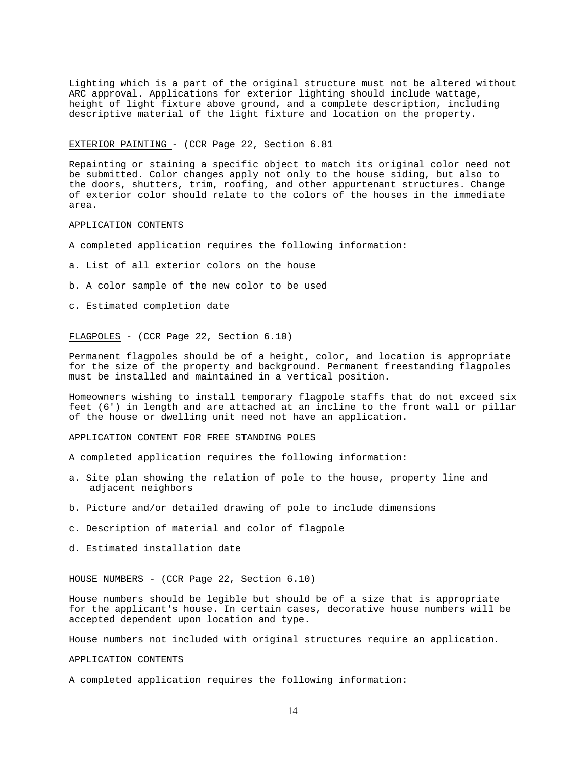Lighting which is a part of the original structure must not be altered without ARC approval. Applications for exterior lighting should include wattage, height of light fixture above ground, and a complete description, including descriptive material of the light fixture and location on the property.

<u>EXTERIOR PAINTING</u> - (CCR Page 22, Section 6.81

Repainting or staining a specific object to match its original color need not be submitted. Color changes apply not only to the house siding, but also to the doors, shutters, trim, roofing, and other appurtenant structures. Change of exterior color should relate to the colors of the houses in the immediate area.

APPLICATION CONTENTS

A completed application requires the following information:

a. List of all exterior colors on the house

b. A color sample of the new color to be used

c. Estimated completion date

<u>FLAGPOLES</u> - (CCR Page 22, Section 6.10)

Permanent flagpoles should be of a height, color, and location is appropriate for the size of the property and background. Permanent freestanding flagpoles must be installed and maintained in a vertical position.

Homeowners wishing to install temporary flagpole staffs that do not exceed six feet (6') in length and are attached at an incline to the front wall or pillar of the house or dwelling unit need not have an application.

APPLICATION CONTENT FOR FREE STANDING POLES

A completed application requires the following information:

a. Site plan showing the relation of pole to the house, property line and adjacent neighbors

b. Picture and/or detailed drawing of pole to include dimensions

c. Description of material and color of flagpole

d. Estimated installation date

<u>HOUSE NUMBERS</u> - (CCR Page 22, Section 6.10)

House numbers should be legible but should be of a size that is appropriate for the applicant's house. In certain cases, decorative house numbers will be accepted dependent upon location and type.

House numbers not included with original structures require an application.

APPLICATION CONTENTS

A completed application requires the following information: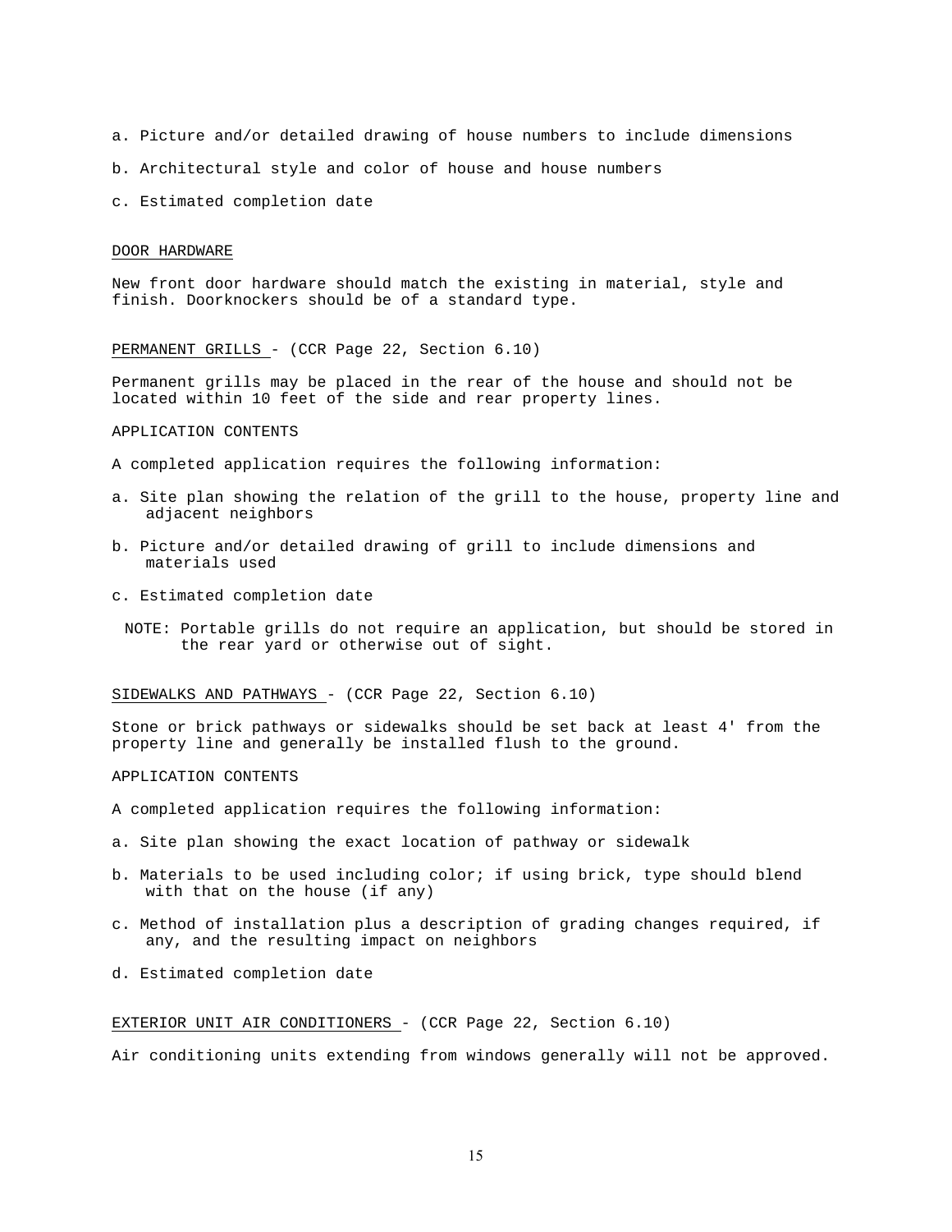a. Picture and/or detailed drawing of house numbers to include dimensions

b. Architectural style and color of house and house numbers

c. Estimated completion date

## DOOR HARDWARE

New front door hardware should match the existing in material, style and finish. Doorknockers should be of a standard type.

## PERMANENT GRILLS - (CCR Page 22, Section 6.10)

Permanent grills may be placed in the rear of the house and should not be located within 10 feet of the side and rear property lines.

APPLICATION CONTENTS

A completed application requires the following information:

a. Site plan showing the relation of the grill to the house, property line and adjacent neighbors

b. Picture and/or detailed drawing of grill to include dimensions and materials used

c. Estimated completion date

NOTE: Portable grills do not require an application, but should be stored in the rear yard or otherwise out of sight.

## SIDEWALKS AND PATHWAYS - (CCR Page 22, Section 6.10)

Stone or brick pathways or sidewalks should be set back at least 4' from the property line and generally be installed flush to the ground.

APPLICATION CONTENTS

A completed application requires the following information:

a. Site plan showing the exact location of pathway or sidewalk

b. Materials to be used including color; if using brick, type should blend with that on the house (if any)

c. Method of installation plus a description of grading changes required, if any, and the resulting impact on neighbors

d. Estimated completion date

## EXTERIOR UNIT AIR CONDITIONERS - (CCR Page 22, Section 6.10)

Air conditioning units extending from windows generally will not be approved.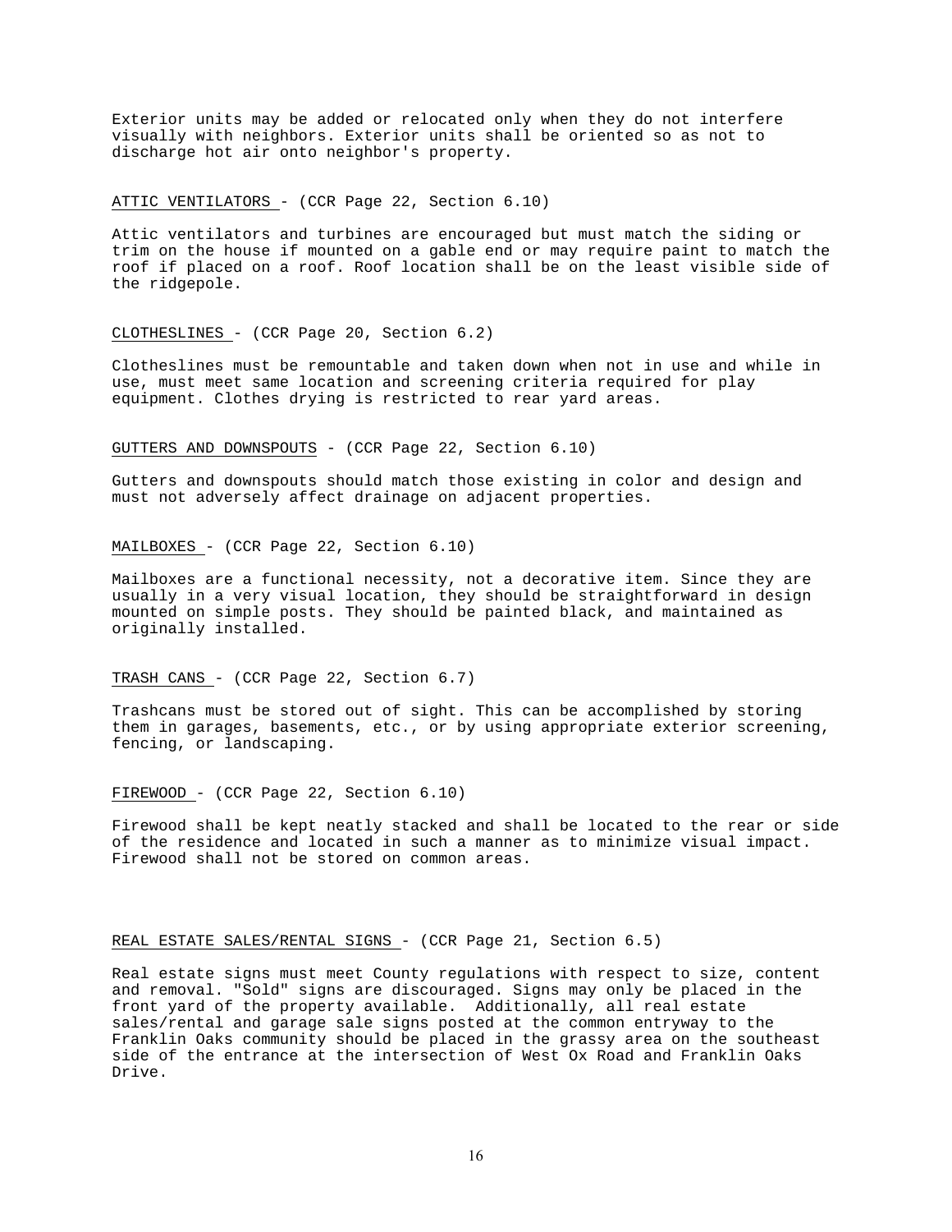Exterior units may be added or relocated only when they do not interfere visually with neighbors. Exterior units shall be oriented so as not to discharge hot air onto neighbor's property.

ATTIC VENTILATORS - (CCR Page 22, Section 6.10)

Attic ventilators and turbines are encouraged but must match the siding or trim on the house if mounted on a gable end or may require paint to match the roof if placed on a roof. Roof location shall be on the least visible side of the ridgepole.

CLOTHESLINES - (CCR Page 20, Section 6.2)

Clotheslines must be remountable and taken down when not in use and while in use, must meet same location and screening criteria required for play equipment. Clothes drying is restricted to rear yard areas.

GUTTERS AND DOWNSPOUTS - (CCR Page 22, Section 6.10)

Gutters and downspouts should match those existing in color and design and must not adversely affect drainage on adjacent properties.

MAILBOXES - (CCR Page 22, Section 6.10)

Mailboxes are a functional necessity, not a decorative item. Since they are usually in a very visual location, they should be straightforward in design mounted on simple posts. They should be painted black, and maintained as originally installed.

TRASH CANS - (CCR Page 22, Section 6.7)

Trashcans must be stored out of sight. This can be accomplished by storing them in garages, basements, etc., or by using appropriate exterior screening, fencing, or landscaping.

FIREWOOD - (CCR Page 22, Section 6.10)

Firewood shall be kept neatly stacked and shall be located to the rear or side of the residence and located in such a manner as to minimize visual impact. Firewood shall not be stored on common areas.

REAL ESTATE SALES/RENTAL SIGNS - (CCR Page 21, Section 6.5)

Real estate signs must meet County regulations with respect to size, content and removal. "Sold" signs are discouraged. Signs may only be placed in the front yard of the property available. Additionally, all real estate sales/rental and garage sale signs posted at the common entryway to the Franklin Oaks community should be placed in the grassy area on the southeast side of the entrance at the intersection of West Ox Road and Franklin Oaks Drive.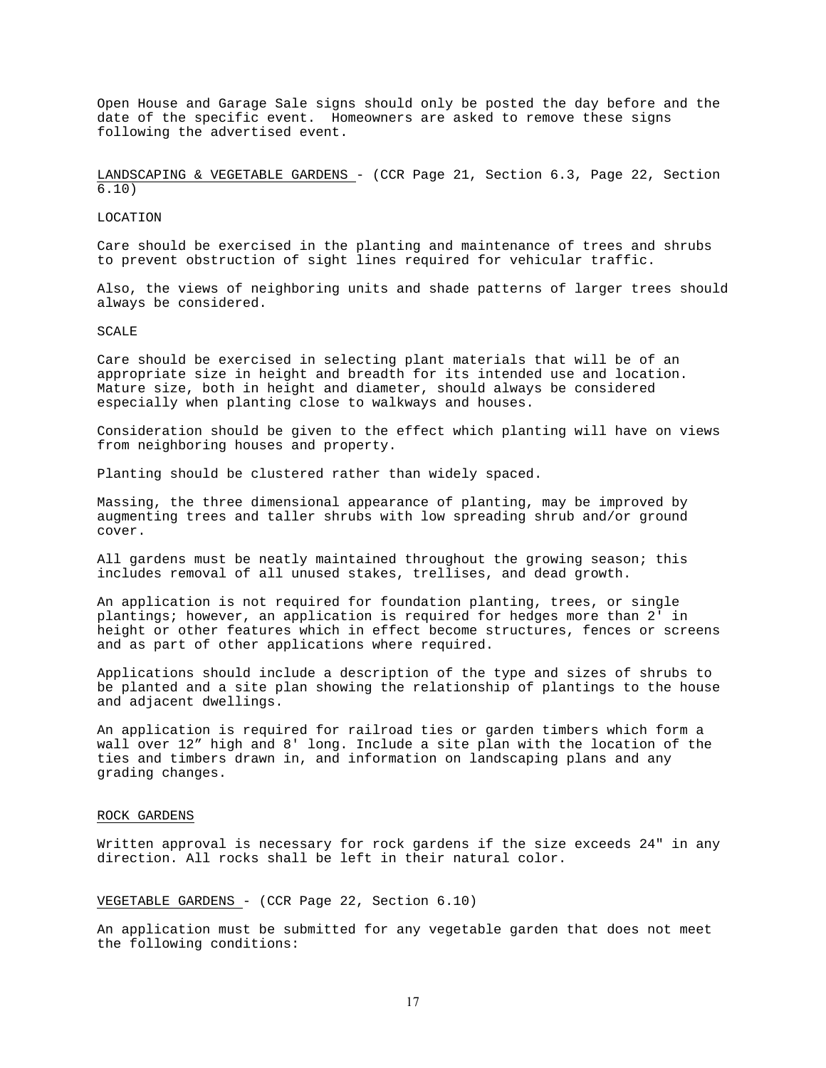Open House and Garage Sale signs should only be posted the day before and the date of the specific event. Homeowners are asked to remove these signs following the advertised event.

## LANDSCAPING & VEGETABLE GARDENS - (CCR Page 21, Section 6.3, Page 22, Section 6.10)

### LOCATION

Care should be exercised in the planting and maintenance of trees and shrubs to prevent obstruction of sight lines required for vehicular traffic.

Also, the views of neighboring units and shade patterns of larger trees should always be considered.

### SCALE

Care should be exercised in selecting plant materials that will be of an appropriate size in height and breadth for its intended use and location. Mature size, both in height and diameter, should always be considered especially when planting close to walkways and houses.

Consideration should be given to the effect which planting will have on views from neighboring houses and property.

Planting should be clustered rather than widely spaced.

Massing, the three dimensional appearance of planting, may be improved by augmenting trees and taller shrubs with low spreading shrub and/or ground cover.

All gardens must be neatly maintained throughout the growing season; this includes removal of all unused stakes, trellises, and dead growth.

An application is not required for foundation planting, trees, or single plantings; however, an application is required for hedges more than 2' in height or other features which in effect become structures, fences or screens and as part of other applications where required.

Applications should include a description of the type and sizes of shrubs to be planted and a site plan showing the relationship of plantings to the house and adjacent dwellings.

An application is required for railroad ties or garden timbers which form a wall over 12" high and 8' long. Include a site plan with the location of the ties and timbers drawn in, and information on landscaping plans and any grading changes.

## ROCK GARDENS

Written approval is necessary for rock gardens if the size exceeds 24" in any direction. All rocks shall be left in their natural color.

## VEGETABLE GARDENS - (CCR Page 22, Section 6.10)

An application must be submitted for any vegetable garden that does not meet the following conditions: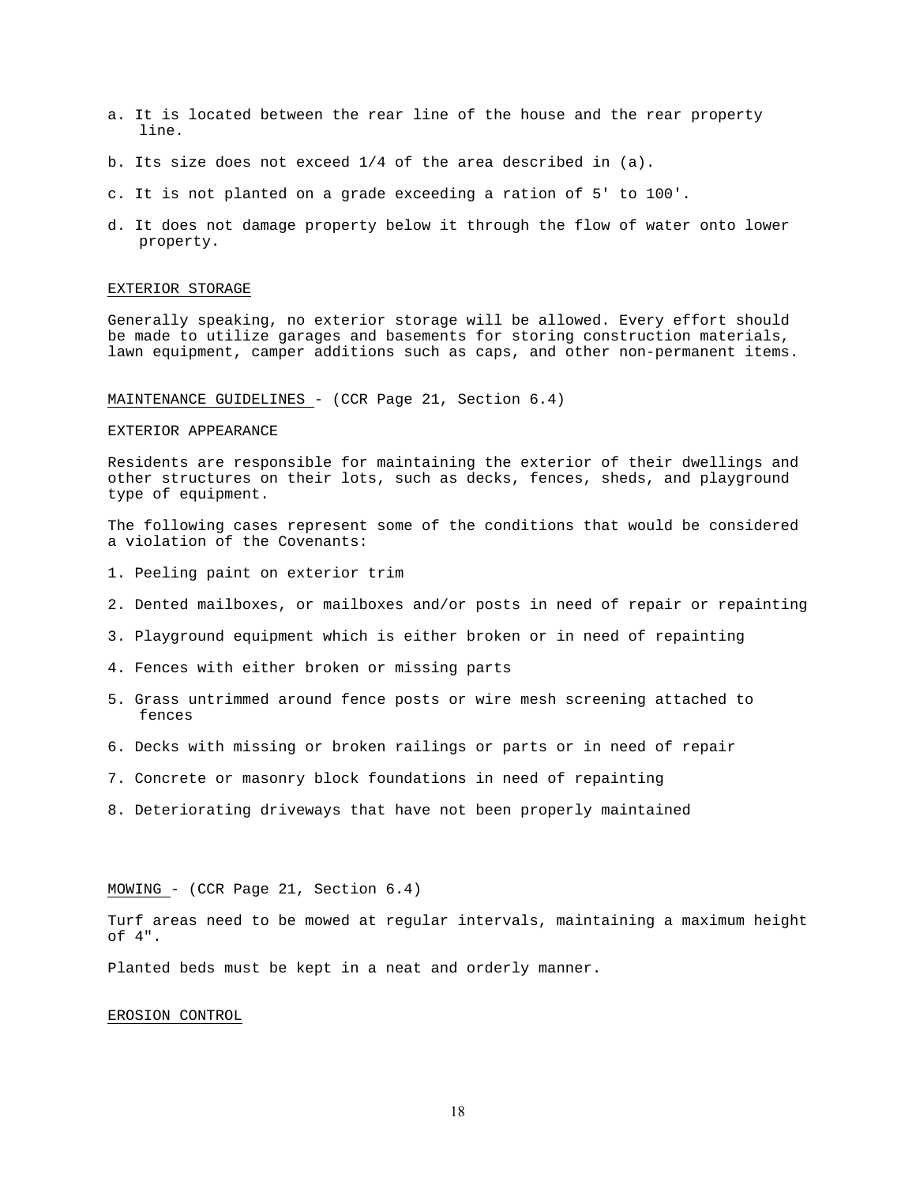a. It is located between the rear line of the house and the rear property line.

b. Its size does not exceed 1/4 of the area described in (a).

c. It is not planted on a grade exceeding a ration of 5' to 100'.

d. It does not damage property below it through the flow of water onto lower property.

EXTERIOR STORAGE

Generally speaking, no exterior storage will be allowed. Every effort should be made to utilize garages and basements for storing construction materials, lawn equipment, camper additions such as caps, and other non-permanent items.

MAINTENANCE GUIDELINES - (CCR Page 21, Section 6.4)

EXTERIOR APPEARANCE

Residents are responsible for maintaining the exterior of their dwellings and other structures on their lots, such as decks, fences, sheds, and playground type of equipment.

The following cases represent some of the conditions that would be considered a violation of the Covenants:

1. Peeling paint on exterior trim

2. Dented mailboxes, or mailboxes and/or posts in need of repair or repainting

3. Playground equipment which is either broken or in need of repainting

4. Fences with either broken or missing parts

5. Grass untrimmed around fence posts or wire mesh screening attached to fences

6. Decks with missing or broken railings or parts or in need of repair

7. Concrete or masonry block foundations in need of repainting

8. Deteriorating driveways that have not been properly maintained

MOWING - (CCR Page 21, Section 6.4)

Turf areas need to be mowed at regular intervals, maintaining a maximum height of 4".

Planted beds must be kept in a neat and orderly manner.

EROSION CONTROL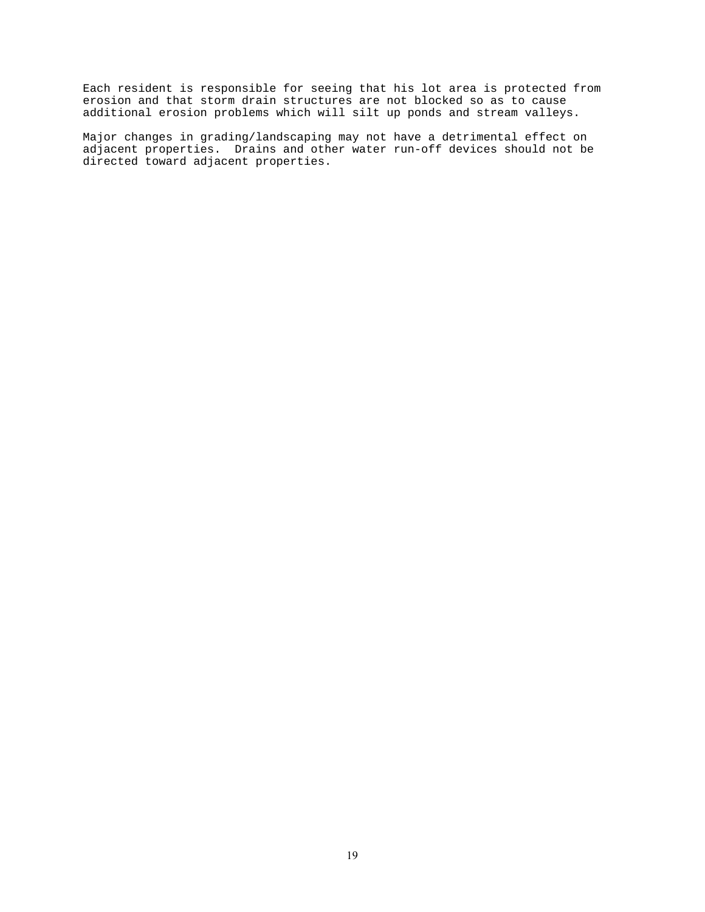Each resident is responsible for seeing that his lot area is protected from erosion and that storm drain structures are not blocked so as to cause additional erosion problems which will silt up ponds and stream valleys.

Major changes in grading/landscaping may not have a detrimental effect on adjacent properties. Drains and other water run-off devices should not be directed toward adjacent properties.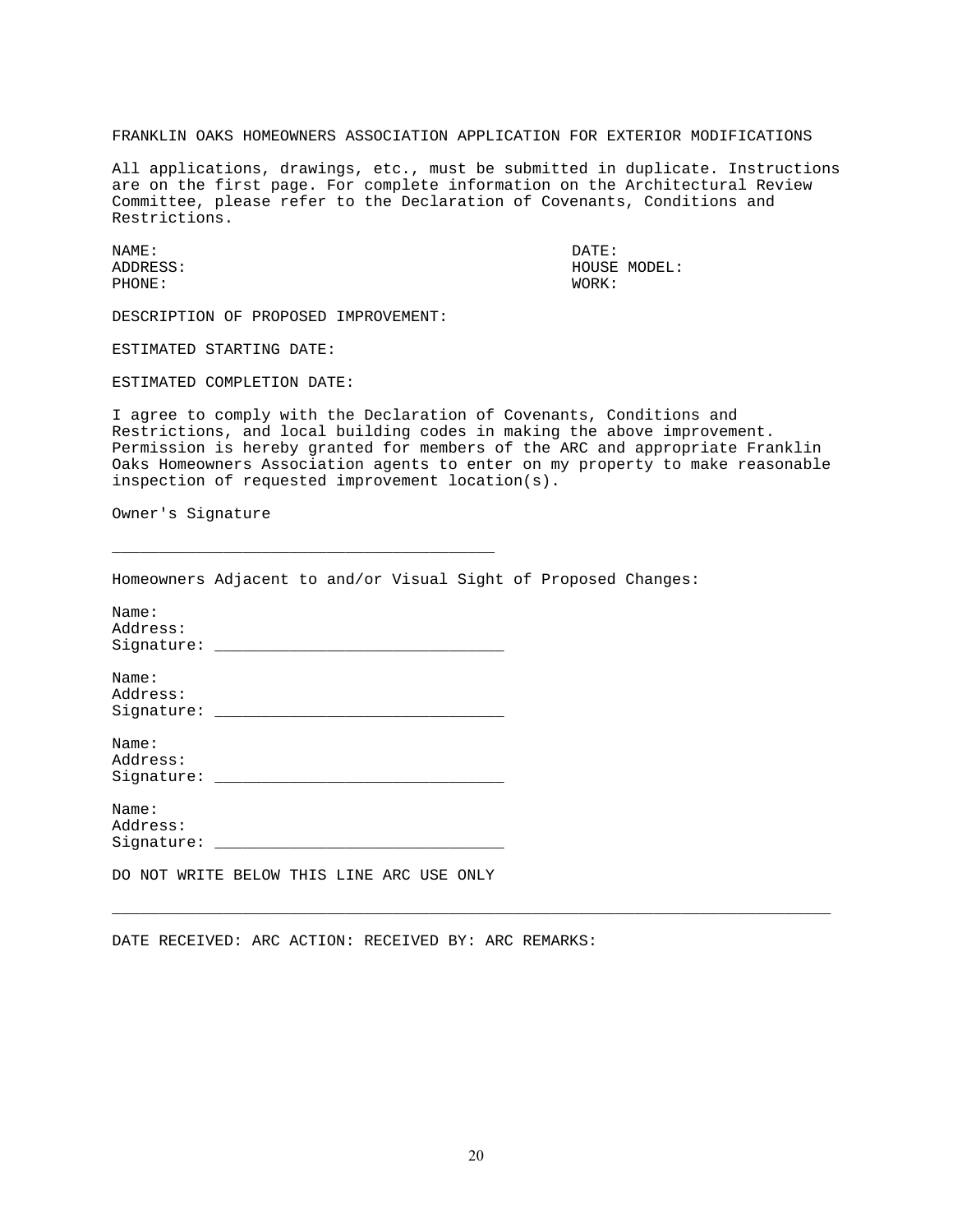# FRANKLIN OAKS HOMEOWNERS ASSOCIATION APPLICATION FOR EXTERIOR MODIFICATIONS

All applications, drawings, etc., must be submitted in duplicate. Instructions are on the first page. For complete information on the Architectural Review Committee, please refer to the Declaration of Covenants, Conditions and Restrictions.

NAME:
ADDRESS:
PHONE:

DATE:
HOUSE MODEL:
WORK:

DESCRIPTION OF PROPOSED IMPROVEMENT:

ESTIMATED STARTING DATE:

ESTIMATED COMPLETION DATE:

I agree to comply with the Declaration of Covenants, Conditions and Restrictions, and local building codes in making the above improvement. Permission is hereby granted for members of the ARC and appropriate Franklin Oaks Homeowners Association agents to enter on my property to make reasonable inspection of requested improvement location(s).

Owner's Signature

________________________________________

Homeowners Adjacent to and/or Visual Sight of Proposed Changes:

Name:
Address:
Signature: ______________________________

Name:
Address:
Signature: ______________________________

Name:
Address:
Signature: ______________________________

Name:
Address:
Signature: ______________________________

DO NOT WRITE BELOW THIS LINE ARC USE ONLY

---

DATE RECEIVED: ARC ACTION: RECEIVED BY: ARC REMARKS: